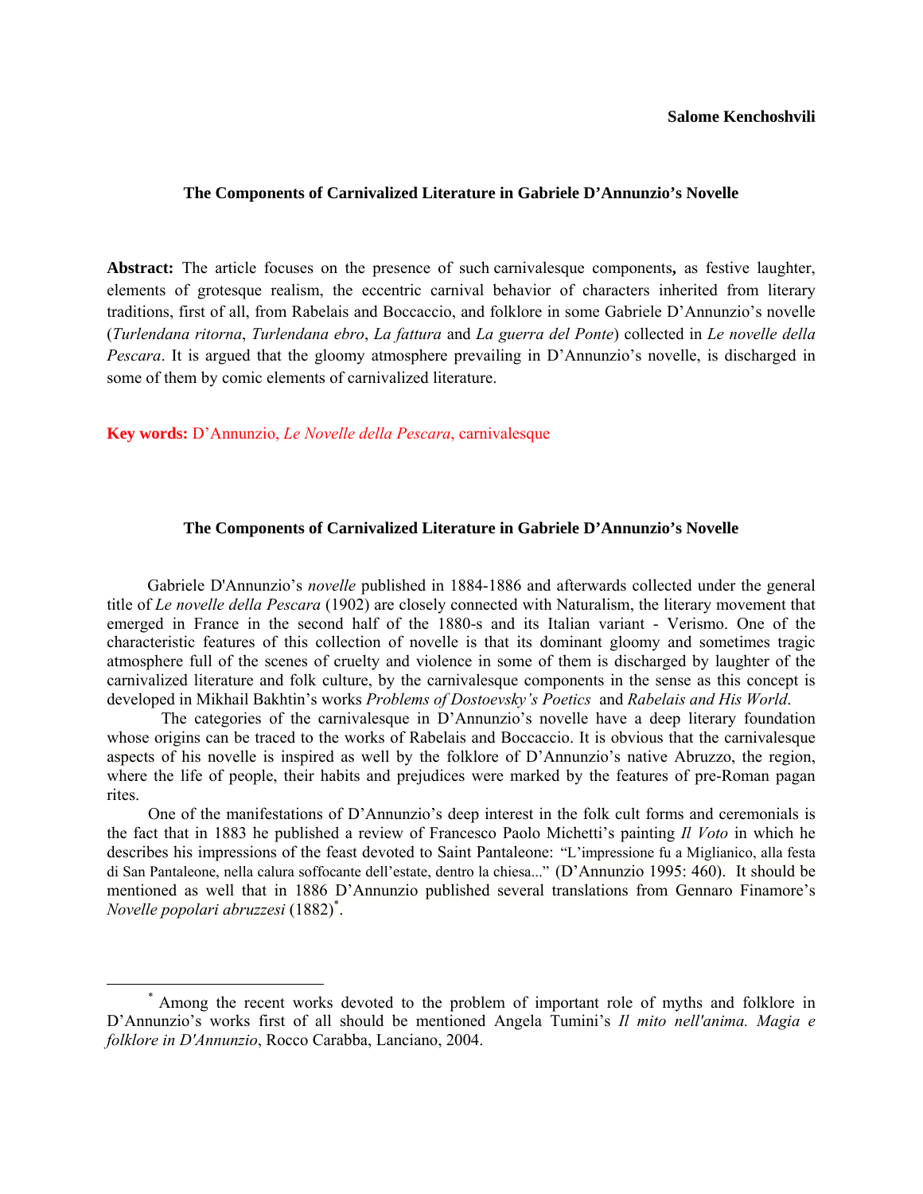**Salome Kenchoshvili**

## The Components of Carnivalized Literature in Gabriele D'Annunzio's Novelle

**Abstract:** The article focuses on the presence of such carnivalesque components**,** as festive laughter, elements of grotesque realism, the eccentric carnival behavior of characters inherited from literary traditions, first of all, from Rabelais and Boccaccio, and folklore in some Gabriele D'Annunzio's novelle (*Turlendana ritorna*, *Turlendana ebro*, *La fattura* and *La guerra del Ponte*) collected in *Le novelle della Pescara*. It is argued that the gloomy atmosphere prevailing in D'Annunzio's novelle, is discharged in some of them by comic elements of carnivalized literature.

**Key words:** D'Annunzio, *Le Novelle della Pescara*, carnivalesque

## The Components of Carnivalized Literature in Gabriele D'Annunzio's Novelle

Gabriele D'Annunzio's *novelle* published in 1884-1886 and afterwards collected under the general title of *Le novelle della Pescara* (1902) are closely connected with Naturalism, the literary movement that emerged in France in the second half of the 1880-s and its Italian variant - Verismo. One of the characteristic features of this collection of novelle is that its dominant gloomy and sometimes tragic atmosphere full of the scenes of cruelty and violence in some of them is discharged by laughter of the carnivalized literature and folk culture, by the carnivalesque components in the sense as this concept is developed in Mikhail Bakhtin's works *Problems of Dostoevsky's Poetics* and *Rabelais and His World*.

The categories of the carnivalesque in D'Annunzio's novelle have a deep literary foundation whose origins can be traced to the works of Rabelais and Boccaccio. It is obvious that the carnivalesque aspects of his novelle is inspired as well by the folklore of D'Annunzio's native Abruzzo, the region, where the life of people, their habits and prejudices were marked by the features of pre-Roman pagan rites.

One of the manifestations of D'Annunzio's deep interest in the folk cult forms and ceremonials is the fact that in 1883 he published a review of Francesco Paolo Michetti's painting *Il Voto* in which he describes his impressions of the feast devoted to Saint Pantaleone: "L'impressione fu a Miglianico, alla festa di San Pantaleone, nella calura soffocante dell'estate, dentro la chiesa..." (D'Annunzio 1995: 460). It should be mentioned as well that in 1886 D'Annunzio published several translations from Gennaro Finamore's *Novelle popolari abruzzesi* (1882)[*].

---

[*] Among the recent works devoted to the problem of important role of myths and folklore in D'Annunzio's works first of all should be mentioned Angela Tumini's *Il mito nell'anima. Magia e folklore in D'Annunzio*, Rocco Carabba, Lanciano, 2004.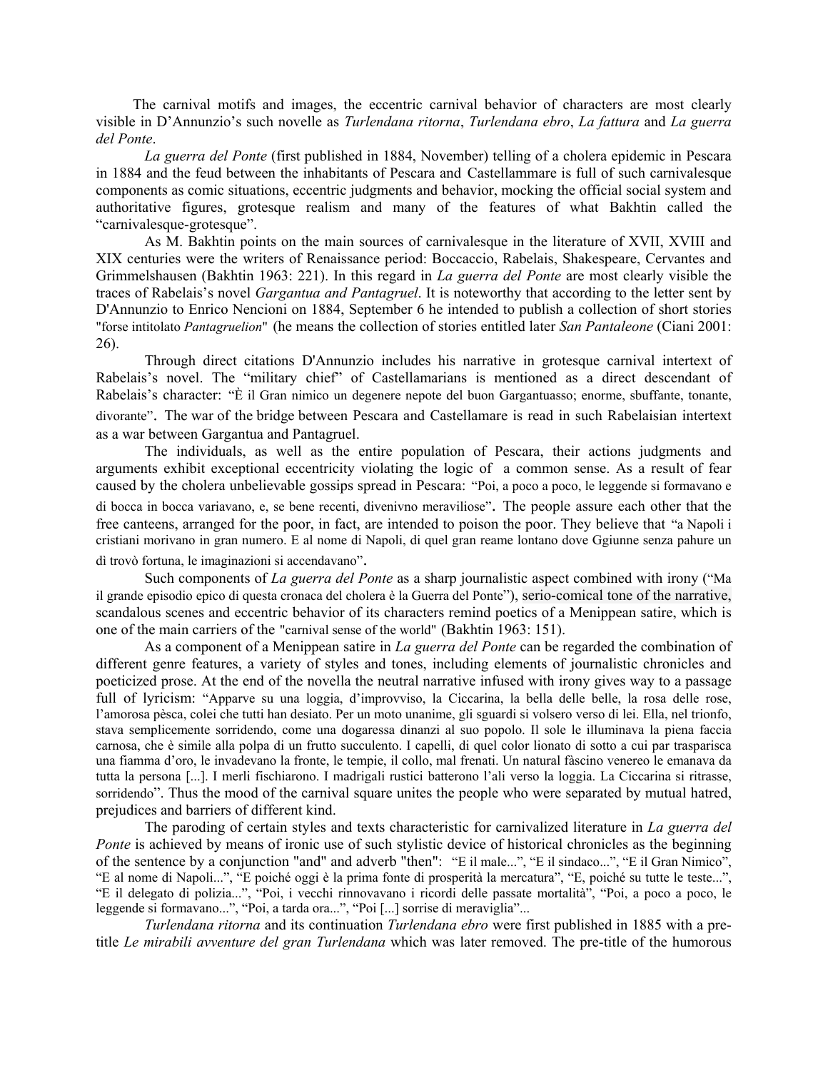The carnival motifs and images, the eccentric carnival behavior of characters are most clearly visible in D'Annunzio's such novelle as *Turlendana ritorna*, *Turlendana ebro*, *La fattura* and *La guerra del Ponte*.

*La guerra del Ponte* (first published in 1884, November) telling of a cholera epidemic in Pescara in 1884 and the feud between the inhabitants of Pescara and Castellammare is full of such carnivalesque components as comic situations, eccentric judgments and behavior, mocking the official social system and authoritative figures, grotesque realism and many of the features of what Bakhtin called the "carnivalesque-grotesque".

As M. Bakhtin points on the main sources of carnivalesque in the literature of XVII, XVIII and XIX centuries were the writers of Renaissance period: Boccaccio, Rabelais, Shakespeare, Cervantes and Grimmelshausen (Bakhtin 1963: 221). In this regard in *La guerra del Ponte* are most clearly visible the traces of Rabelais's novel *Gargantua and Pantagruel*. It is noteworthy that according to the letter sent by D'Annunzio to Enrico Nencioni on 1884, September 6 he intended to publish a collection of short stories "forse intitolato *Pantagruelion*" (he means the collection of stories entitled later *San Pantaleone* (Ciani 2001: 26).

Through direct citations D'Annunzio includes his narrative in grotesque carnival intertext of Rabelais's novel. The "military chief" of Castellamarians is mentioned as a direct descendant of Rabelais's character: "È il Gran nimico un degenere nepote del buon Gargantuasso; enorme, sbuffante, tonante, divorante". The war of the bridge between Pescara and Castellamare is read in such Rabelaisian intertext as a war between Gargantua and Pantagruel.

The individuals, as well as the entire population of Pescara, their actions judgments and arguments exhibit exceptional eccentricity violating the logic of a common sense. As a result of fear caused by the cholera unbelievable gossips spread in Pescara: "Poi, a poco a poco, le leggende si formavano e di bocca in bocca variavano, e, se bene recenti, divenivno meraviliose". The people assure each other that the free canteens, arranged for the poor, in fact, are intended to poison the poor. They believe that "a Napoli i cristiani morivano in gran numero. E al nome di Napoli, di quel gran reame lontano dove Ggiunne senza pahure un dì trovò fortuna, le imaginazioni si accendavano".

Such components of *La guerra del Ponte* as a sharp journalistic aspect combined with irony ("Ma il grande episodio epico di questa cronaca del cholera è la Guerra del Ponte"), serio-comical tone of the narrative, scandalous scenes and eccentric behavior of its characters remind poetics of a Menippean satire, which is one of the main carriers of the "carnival sense of the world" (Bakhtin 1963: 151).

As a component of a Menippean satire in *La guerra del Ponte* can be regarded the combination of different genre features, a variety of styles and tones, including elements of journalistic chronicles and poeticized prose. At the end of the novella the neutral narrative infused with irony gives way to a passage full of lyricism: "Apparve su una loggia, d'improvviso, la Ciccarina, la bella delle belle, la rosa delle rose, l'amorosa pèsca, colei che tutti han desiato. Per un moto unanime, gli sguardi si volsero verso di lei. Ella, nel trionfo, stava semplicemente sorridendo, come una dogaressa dinanzi al suo popolo. Il sole le illuminava la piena faccia carnosa, che è simile alla polpa di un frutto succulento. I capelli, di quel color lionato di sotto a cui par trasparisca una fiamma d'oro, le invadevano la fronte, le tempie, il collo, mal frenati. Un natural fàscino venereo le emanava da tutta la persona [...]. I merli fischiarono. I madrigali rustici batterono l'ali verso la loggia. La Ciccarina si ritrasse, sorridendo". Thus the mood of the carnival square unites the people who were separated by mutual hatred, prejudices and barriers of different kind.

The paroding of certain styles and texts characteristic for carnivalized literature in *La guerra del Ponte* is achieved by means of ironic use of such stylistic device of historical chronicles as the beginning of the sentence by a conjunction "and" and adverb "then": "E il male...", "E il sindaco...", "E il Gran Nimico", "E al nome di Napoli...", "E poiché oggi è la prima fonte di prosperità la mercatura", "E, poiché su tutte le teste...", "E il delegato di polizia...", "Poi, i vecchi rinnovavano i ricordi delle passate mortalità", "Poi, a poco a poco, le leggende si formavano...", "Poi, a tarda ora...", "Poi [...] sorrise di meraviglia"...

*Turlendana ritorna* and its continuation *Turlendana ebro* were first published in 1885 with a pre-title *Le mirabili avventure del gran Turlendana* which was later removed. The pre-title of the humorous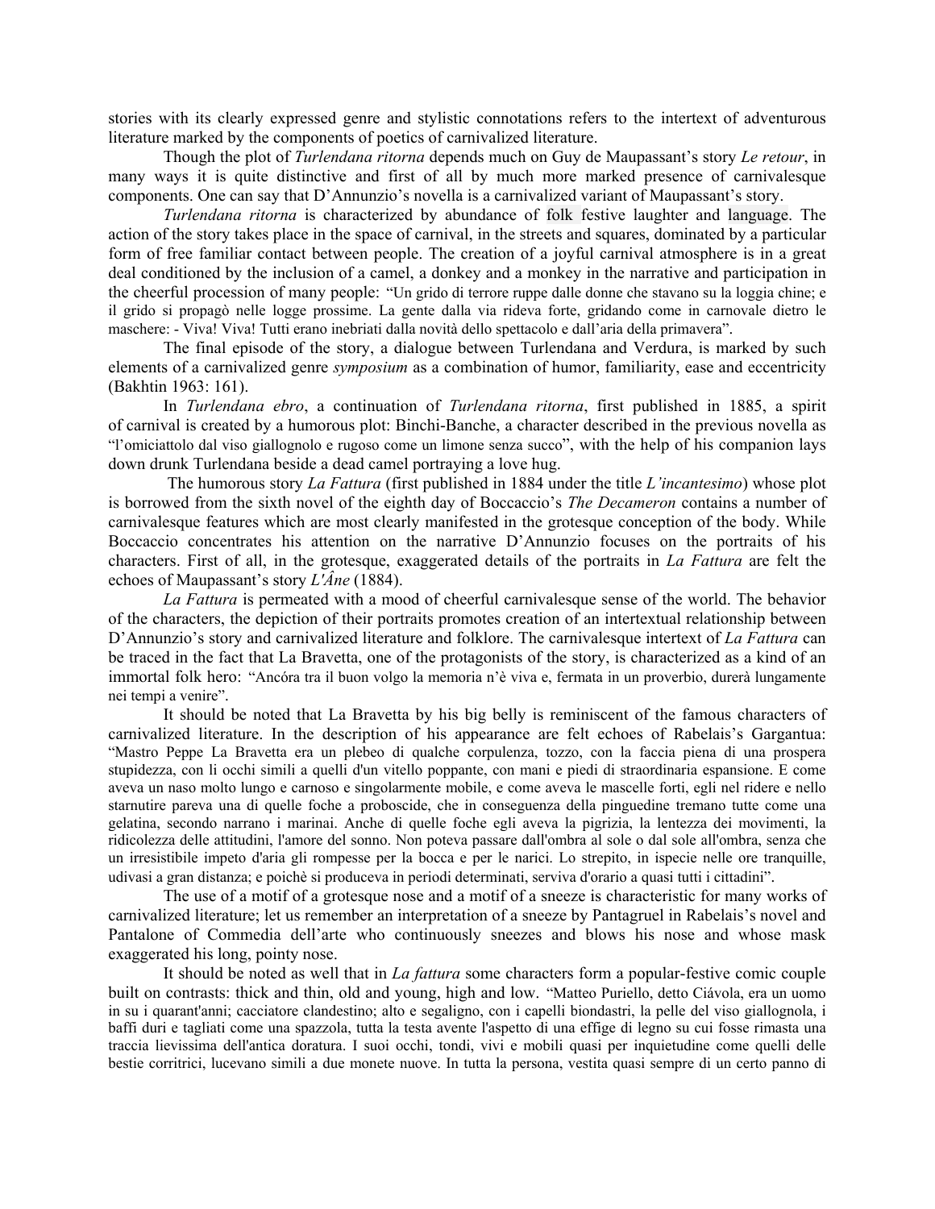stories with its clearly expressed genre and stylistic connotations refers to the intertext of adventurous literature marked by the components of poetics of carnivalized literature.

Though the plot of *Turlendana ritorna* depends much on Guy de Maupassant's story *Le retour*, in many ways it is quite distinctive and first of all by much more marked presence of carnivalesque components. One can say that D'Annunzio's novella is a carnivalized variant of Maupassant's story.

*Turlendana ritorna* is characterized by abundance of folk festive laughter and language. The action of the story takes place in the space of carnival, in the streets and squares, dominated by a particular form of free familiar contact between people. The creation of a joyful carnival atmosphere is in a great deal conditioned by the inclusion of a camel, a donkey and a monkey in the narrative and participation in the cheerful procession of many people: "Un grido di terrore ruppe dalle donne che stavano su la loggia chine; e il grido si propagò nelle logge prossime. La gente dalla via rideva forte, gridando come in carnovale dietro le maschere: - Viva! Viva! Tutti erano inebriati dalla novità dello spettacolo e dall'aria della primavera".

The final episode of the story, a dialogue between Turlendana and Verdura, is marked by such elements of a carnivalized genre *symposium* as a combination of humor, familiarity, ease and eccentricity (Bakhtin 1963: 161).

In *Turlendana ebro*, a continuation of *Turlendana ritorna*, first published in 1885, a spirit of carnival is created by a humorous plot: Binchi-Banche, a character described in the previous novella as "l'omiciattolo dal viso giallognolo e rugoso come un limone senza succo", with the help of his companion lays down drunk Turlendana beside a dead camel portraying a love hug.

The humorous story *La Fattura* (first published in 1884 under the title *L'incantesimo*) whose plot is borrowed from the sixth novel of the eighth day of Boccaccio's *The Decameron* contains a number of carnivalesque features which are most clearly manifested in the grotesque conception of the body. While Boccaccio concentrates his attention on the narrative D'Annunzio focuses on the portraits of his characters. First of all, in the grotesque, exaggerated details of the portraits in *La Fattura* are felt the echoes of Maupassant's story *L'Âne* (1884).

*La Fattura* is permeated with a mood of cheerful carnivalesque sense of the world. The behavior of the characters, the depiction of their portraits promotes creation of an intertextual relationship between D'Annunzio's story and carnivalized literature and folklore. The carnivalesque intertext of *La Fattura* can be traced in the fact that La Bravetta, one of the protagonists of the story, is characterized as a kind of an immortal folk hero: "Ancóra tra il buon volgo la memoria n'è viva e, fermata in un proverbio, durerà lungamente nei tempi a venire".

It should be noted that La Bravetta by his big belly is reminiscent of the famous characters of carnivalized literature. In the description of his appearance are felt echoes of Rabelais's Gargantua: "Mastro Peppe La Bravetta era un plebeo di qualche corpulenza, tozzo, con la faccia piena di una prospera stupidezza, con li occhi simili a quelli d'un vitello poppante, con mani e piedi di straordinaria espansione. E come aveva un naso molto lungo e carnoso e singolarmente mobile, e come aveva le mascelle forti, egli nel ridere e nello starnutire pareva una di quelle foche a proboscide, che in conseguenza della pinguedine tremano tutte come una gelatina, secondo narrano i marinai. Anche di quelle foche egli aveva la pigrizia, la lentezza dei movimenti, la ridicolezza delle attitudini, l'amore del sonno. Non poteva passare dall'ombra al sole o dal sole all'ombra, senza che un irresistibile impeto d'aria gli rompesse per la bocca e per le narici. Lo strepito, in ispecie nelle ore tranquille, udivasi a gran distanza; e poichè si produceva in periodi determinati, serviva d'orario a quasi tutti i cittadini".

The use of a motif of a grotesque nose and a motif of a sneeze is characteristic for many works of carnivalized literature; let us remember an interpretation of a sneeze by Pantagruel in Rabelais's novel and Pantalone of Commedia dell'arte who continuously sneezes and blows his nose and whose mask exaggerated his long, pointy nose.

It should be noted as well that in *La fattura* some characters form a popular-festive comic couple built on contrasts: thick and thin, old and young, high and low. "Matteo Puriello, detto Ciávola, era un uomo in su i quarant'anni; cacciatore clandestino; alto e segaligno, con i capelli biondastri, la pelle del viso giallognola, i baffi duri e tagliati come una spazzola, tutta la testa avente l'aspetto di una effige di legno su cui fosse rimasta una traccia lievissima dell'antica doratura. I suoi occhi, tondi, vivi e mobili quasi per inquietudine come quelli delle bestie corritrici, lucevano simili a due monete nuove. In tutta la persona, vestita quasi sempre di un certo panno di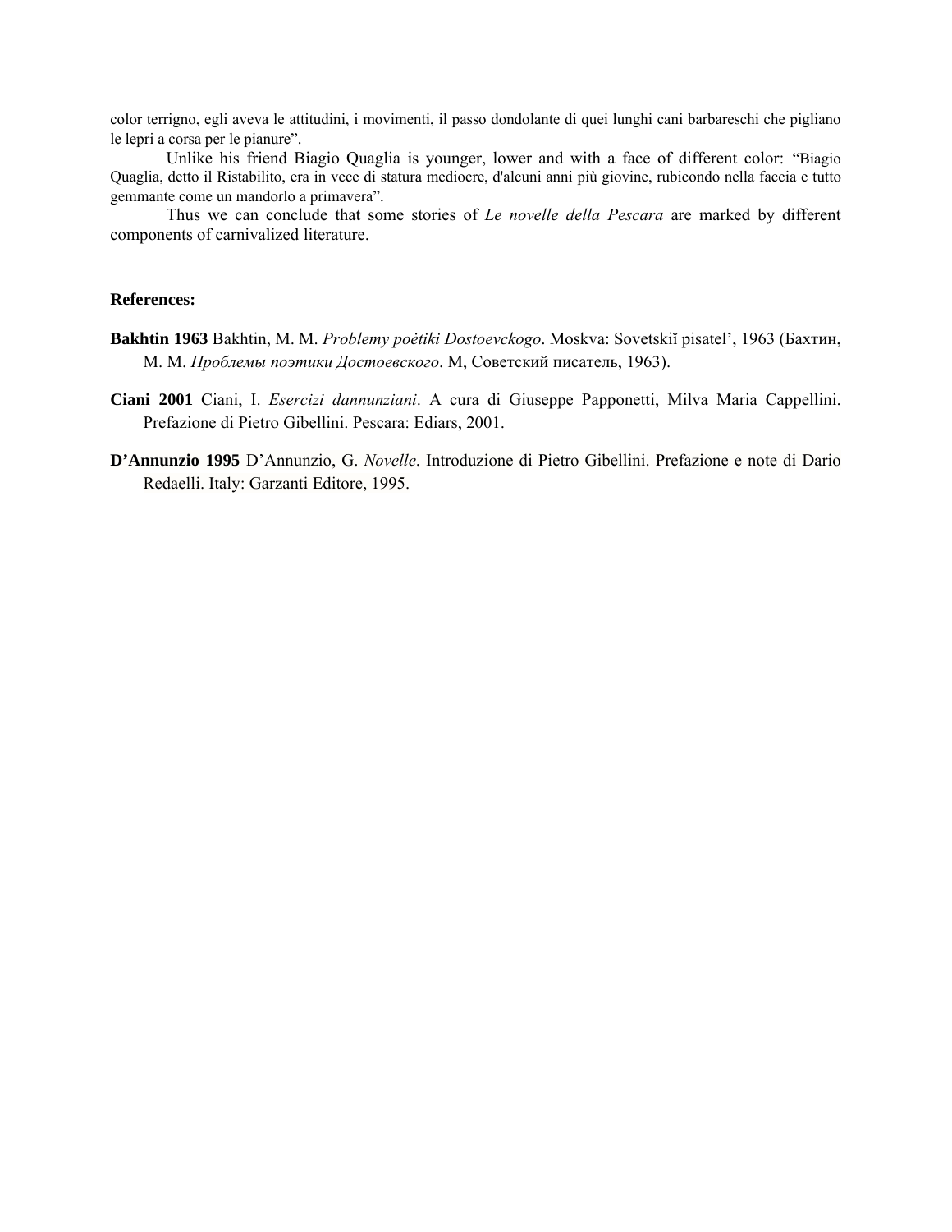color terrigno, egli aveva le attitudini, i movimenti, il passo dondolante di quei lunghi cani barbareschi che pigliano le lepri a corsa per le pianure".

Unlike his friend Biagio Quaglia is younger, lower and with a face of different color: "Biagio Quaglia, detto il Ristabilito, era in vece di statura mediocre, d'alcuni anni più giovine, rubicondo nella faccia e tutto gemmante come un mandorlo a primavera".

Thus we can conclude that some stories of *Le novelle della Pescara* are marked by different components of carnivalized literature.

**References:**

**Bakhtin 1963** Bakhtin, M. M. *Problemy poėtiki Dostoevckogo*. Moskva: Sovetskiĭ pisatel', 1963 (Бахтин, М. М. *Проблемы поэтики Достоевского*. М, Советский писатель, 1963).

**Ciani 2001** Ciani, I. *Esercizi dannunziani*. A cura di Giuseppe Papponetti, Milva Maria Cappellini. Prefazione di Pietro Gibellini. Pescara: Ediars, 2001.

**D'Annunzio 1995** D'Annunzio, G. *Novelle*. Introduzione di Pietro Gibellini. Prefazione e note di Dario Redaelli. Italy: Garzanti Editore, 1995.